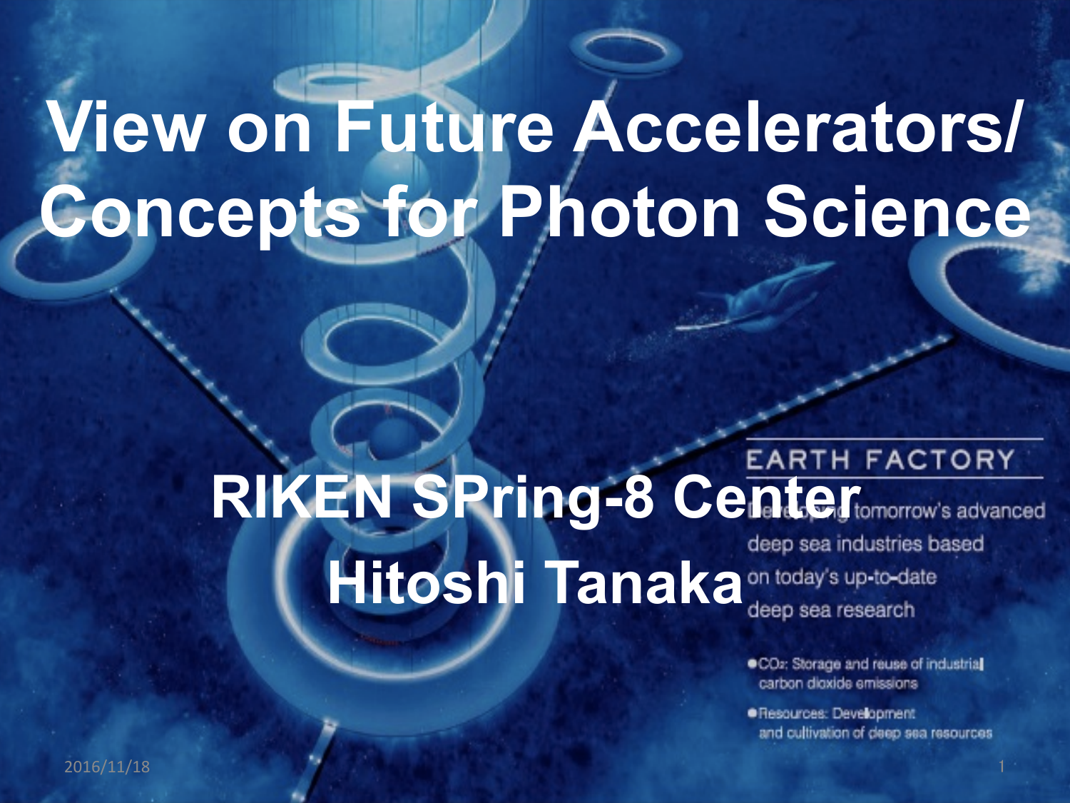# View on Future Accelerators/ Concepts for Photon Science

## RIKEN SPring-8 Center
## Hitoshi Tanaka

EARTH FACTORY

Developing tomorrow's advanced deep sea industries based on today's up-to-date deep sea research

- $CO_2$: Storage and reuse of industrial carbon dioxide emissions
- Resources: Development and cultivation of deep sea resources

2016/11/18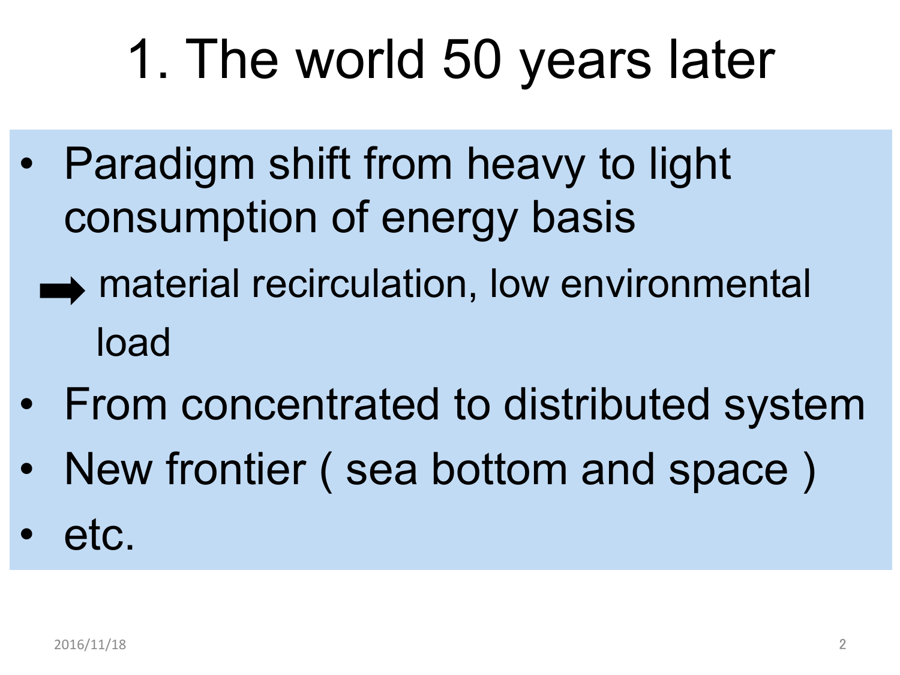# 1. The world 50 years later

- Paradigm shift from heavy to light consumption of energy basis

  ➡ material recirculation, low environmental load

- From concentrated to distributed system
- New frontier ( sea bottom and space )
- etc.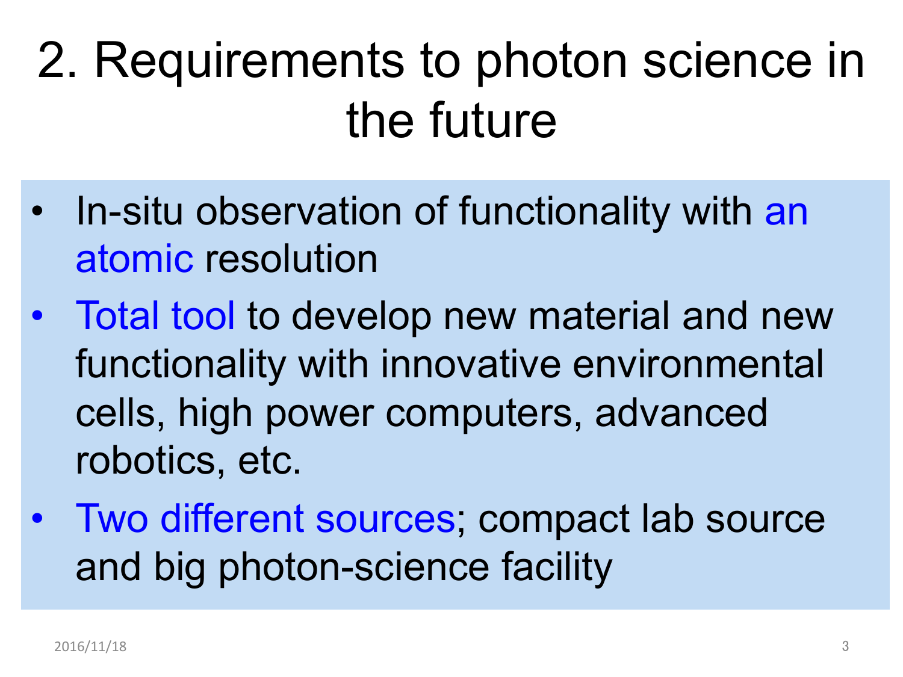# 2. Requirements to photon science in the future

- In-situ observation of functionality with an atomic resolution
- Total tool to develop new material and new functionality with innovative environmental cells, high power computers, advanced robotics, etc.
- Two different sources; compact lab source and big photon-science facility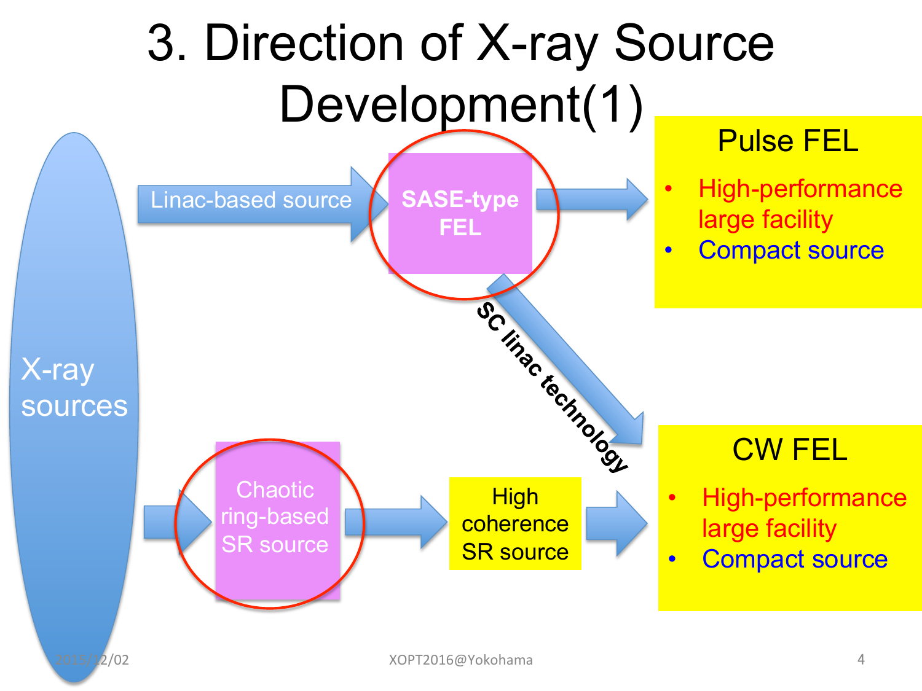# 3. Direction of X-ray Source Development(1)

X-ray sources

Linac-based source → SASE-type FEL → Pulse FEL

- High-performance large facility
- Compact source

SASE-type FEL → SC linac technology → CW FEL

Chaotic ring-based SR source → High coherence SR source → CW FEL

- High-performance large facility
- Compact source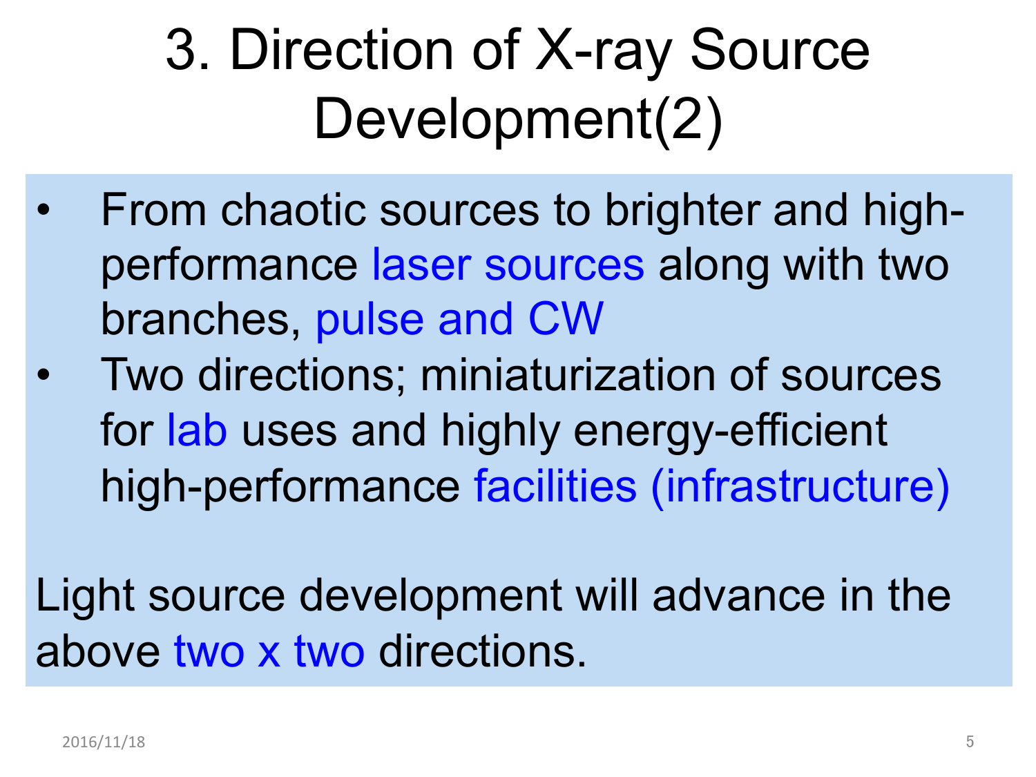# 3. Direction of X-ray Source Development(2)

- From chaotic sources to brighter and high-performance laser sources along with two branches, pulse and CW
- Two directions; miniaturization of sources for lab uses and highly energy-efficient high-performance facilities (infrastructure)

Light source development will advance in the above two x two directions.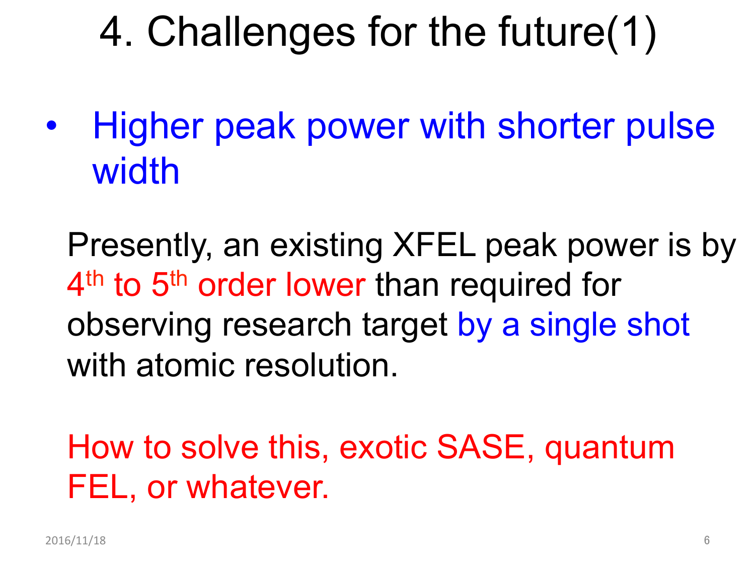# 4. Challenges for the future(1)

- Higher peak power with shorter pulse width

Presently, an existing XFEL peak power is by 4$^{th}$ to 5$^{th}$ order lower than required for observing research target by a single shot with atomic resolution.

How to solve this, exotic SASE, quantum FEL, or whatever.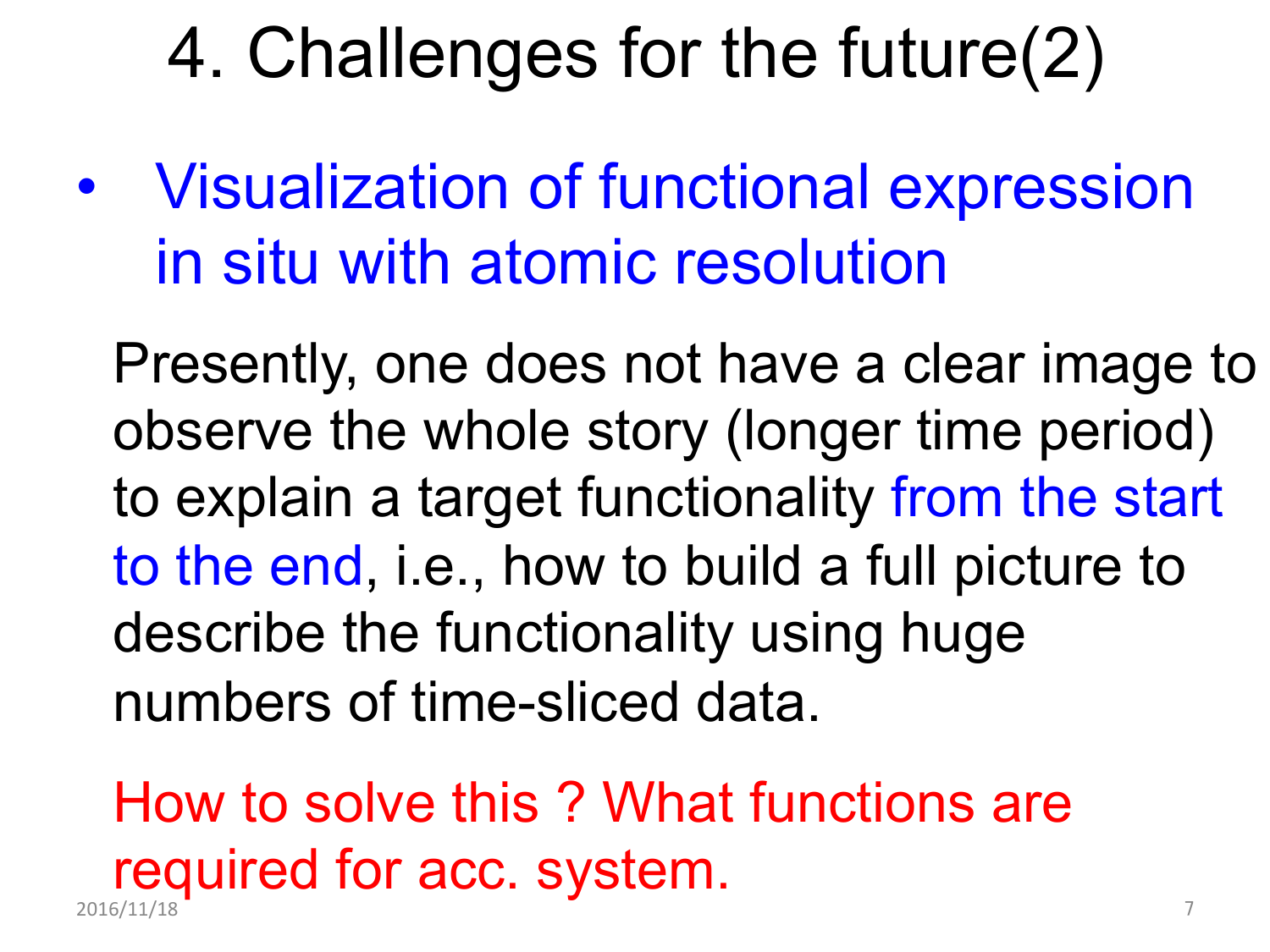# 4. Challenges for the future(2)

- Visualization of functional expression in situ with atomic resolution

Presently, one does not have a clear image to observe the whole story (longer time period) to explain a target functionality from the start to the end, i.e., how to build a full picture to describe the functionality using huge numbers of time-sliced data.

How to solve this ? What functions are required for acc. system.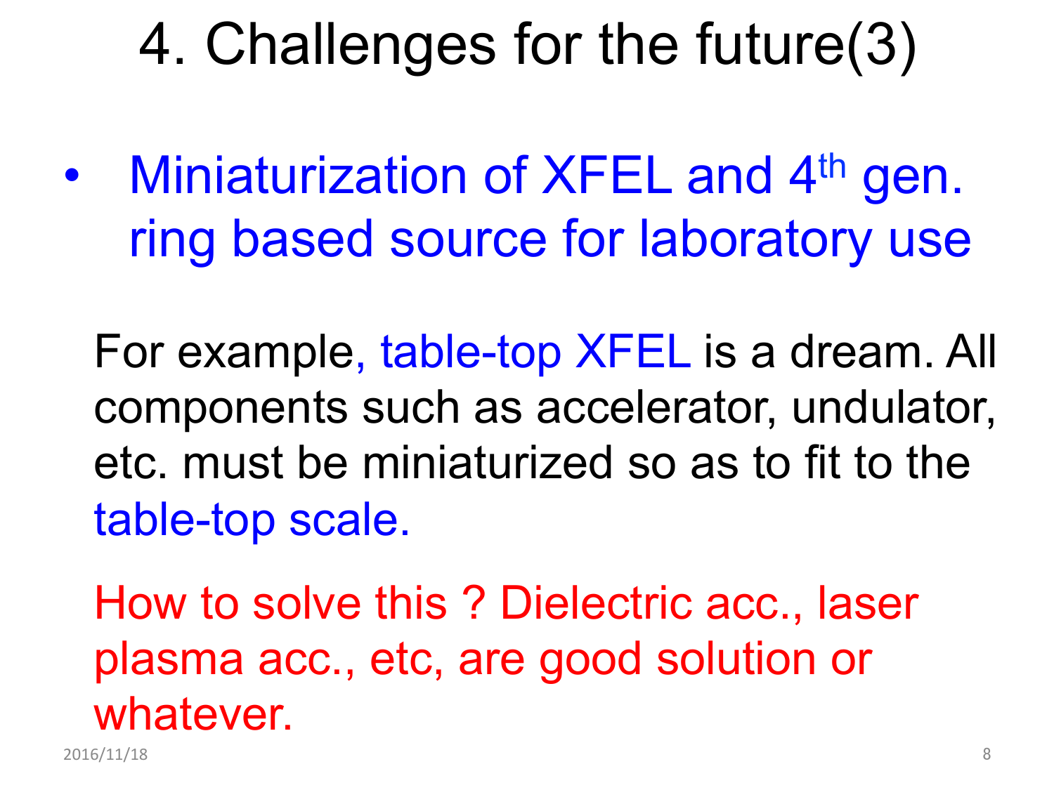# 4. Challenges for the future(3)

- Miniaturization of XFEL and 4th gen. ring based source for laboratory use

For example, table-top XFEL is a dream. All components such as accelerator, undulator, etc. must be miniaturized so as to fit to the table-top scale.

How to solve this ? Dielectric acc., laser plasma acc., etc, are good solution or whatever.

2016/11/18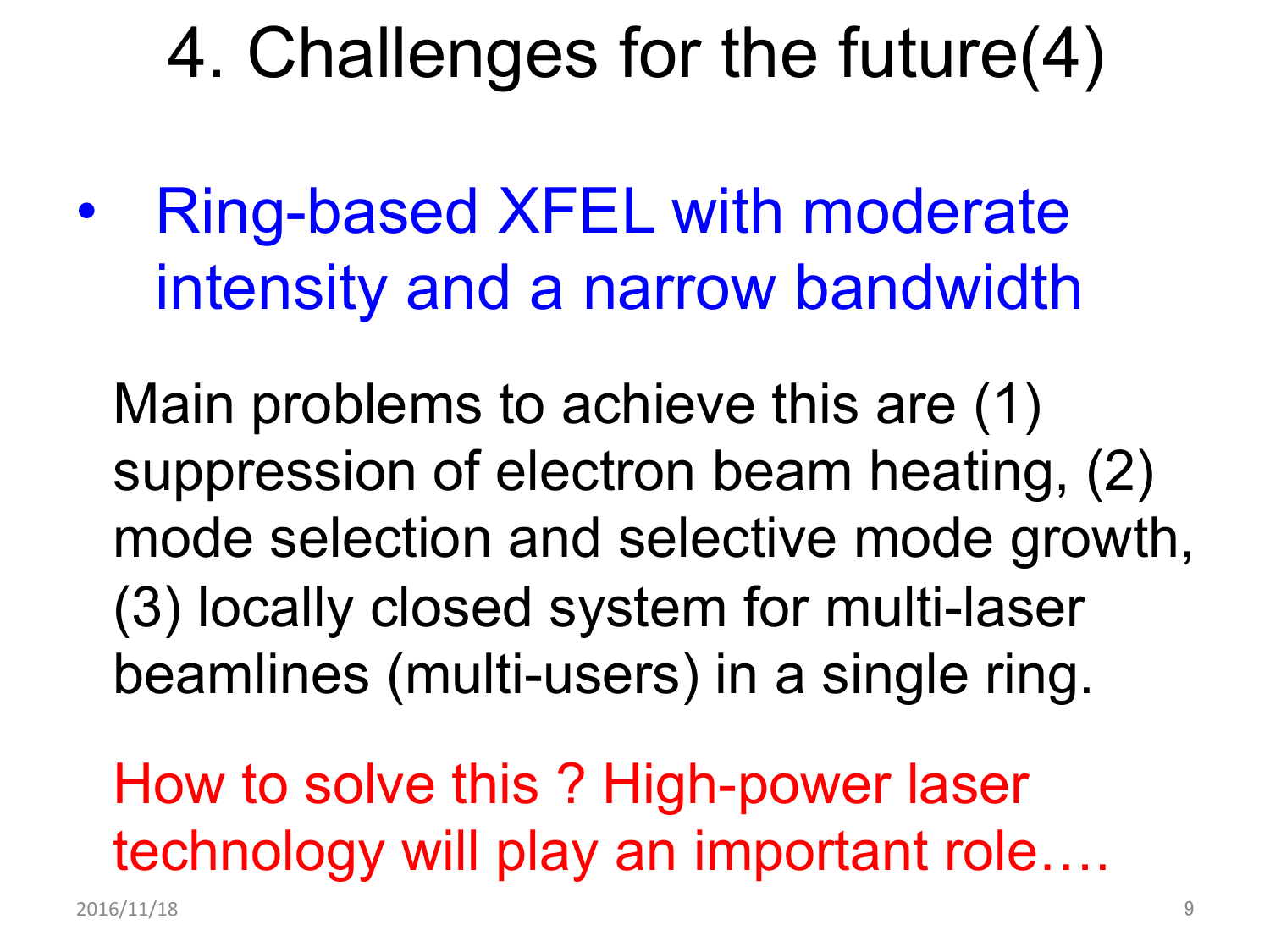# 4. Challenges for the future(4)

- Ring-based XFEL with moderate intensity and a narrow bandwidth

Main problems to achieve this are (1) suppression of electron beam heating, (2) mode selection and selective mode growth, (3) locally closed system for multi-laser beamlines (multi-users) in a single ring.

How to solve this ? High-power laser technology will play an important role….

2016/11/18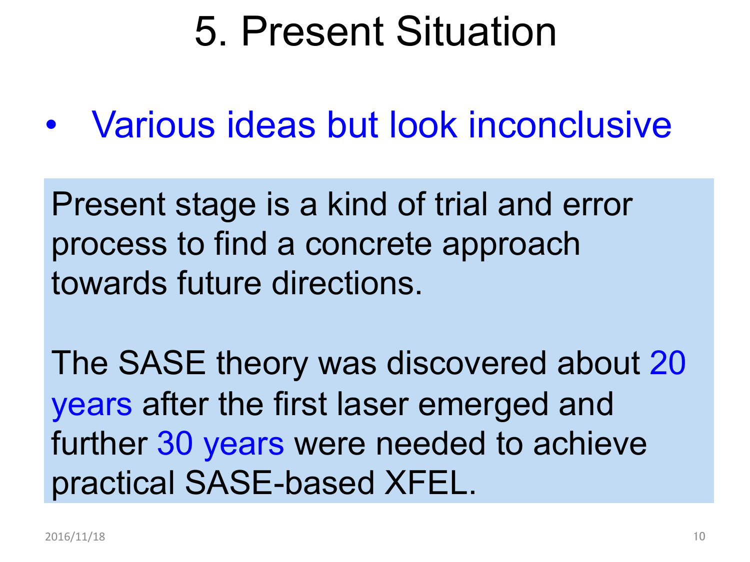# 5. Present Situation

- Various ideas but look inconclusive

Present stage is a kind of trial and error process to find a concrete approach towards future directions.

The SASE theory was discovered about 20 years after the first laser emerged and further 30 years were needed to achieve practical SASE-based XFEL.